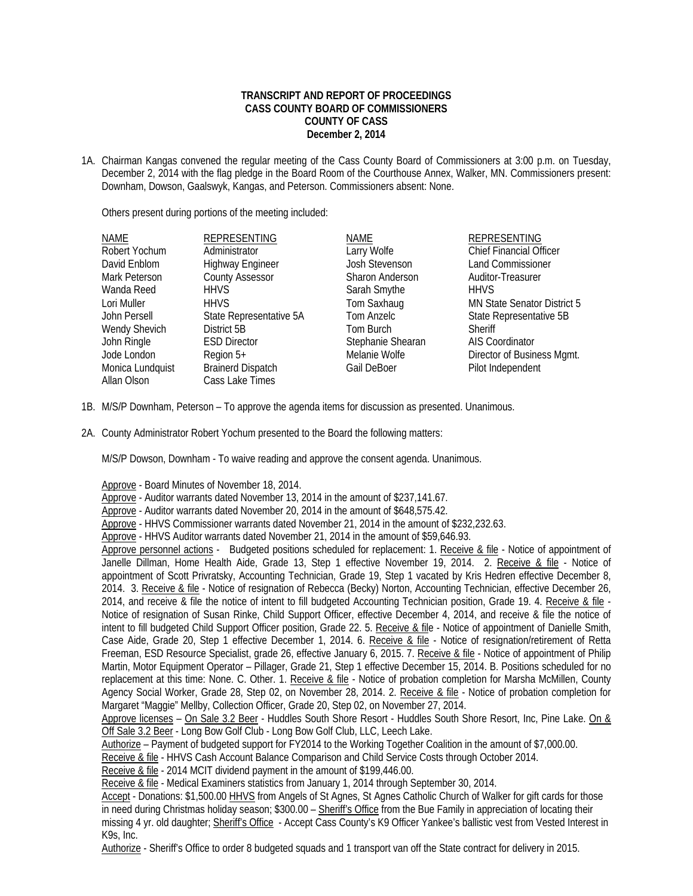**TRANSCRIPT AND REPORT OF PROCEEDINGS**
**CASS COUNTY BOARD OF COMMISSIONERS**
**COUNTY OF CASS**
**December 2, 2014**

1A. Chairman Kangas convened the regular meeting of the Cass County Board of Commissioners at 3:00 p.m. on Tuesday, December 2, 2014 with the flag pledge in the Board Room of the Courthouse Annex, Walker, MN. Commissioners present: Downham, Dowson, Gaalswyk, Kangas, and Peterson. Commissioners absent: None.

Others present during portions of the meeting included:

| NAME | REPRESENTING | NAME | REPRESENTING |
|---|---|---|---|
| Robert Yochum | Administrator | Larry Wolfe | Chief Financial Officer |
| David Enblom | Highway Engineer | Josh Stevenson | Land Commissioner |
| Mark Peterson | County Assessor | Sharon Anderson | Auditor-Treasurer |
| Wanda Reed | HHVS | Sarah Smythe | HHVS |
| Lori Muller | HHVS | Tom Saxhaug | MN State Senator District 5 |
| John Persell | State Representative 5A | Tom Anzelc | State Representative 5B |
| Wendy Shevich | District 5B | Tom Burch | Sheriff |
| John Ringle | ESD Director | Stephanie Shearan | AIS Coordinator |
| Jode London | Region 5+ | Melanie Wolfe | Director of Business Mgmt. |
| Monica Lundquist | Brainerd Dispatch | Gail DeBoer | Pilot Independent |
| Allan Olson | Cass Lake Times | | |

1B. M/S/P Downham, Peterson – To approve the agenda items for discussion as presented. Unanimous.

2A. County Administrator Robert Yochum presented to the Board the following matters:

M/S/P Dowson, Downham - To waive reading and approve the consent agenda. Unanimous.

Approve - Board Minutes of November 18, 2014.
Approve - Auditor warrants dated November 13, 2014 in the amount of $237,141.67.
Approve - Auditor warrants dated November 20, 2014 in the amount of $648,575.42.
Approve - HHVS Commissioner warrants dated November 21, 2014 in the amount of $232,232.63.
Approve - HHVS Auditor warrants dated November 21, 2014 in the amount of $59,646.93.
Approve personnel actions - Budgeted positions scheduled for replacement: 1. Receive & file - Notice of appointment of Janelle Dillman, Home Health Aide, Grade 13, Step 1 effective November 19, 2014. 2. Receive & file - Notice of appointment of Scott Privratsky, Accounting Technician, Grade 19, Step 1 vacated by Kris Hedren effective December 8, 2014. 3. Receive & file - Notice of resignation of Rebecca (Becky) Norton, Accounting Technician, effective December 26, 2014, and receive & file the notice of intent to fill budgeted Accounting Technician position, Grade 19. 4. Receive & file - Notice of resignation of Susan Rinke, Child Support Officer, effective December 4, 2014, and receive & file the notice of intent to fill budgeted Child Support Officer position, Grade 22. 5. Receive & file - Notice of appointment of Danielle Smith, Case Aide, Grade 20, Step 1 effective December 1, 2014. 6. Receive & file - Notice of resignation/retirement of Retta Freeman, ESD Resource Specialist, grade 26, effective January 6, 2015. 7. Receive & file - Notice of appointment of Philip Martin, Motor Equipment Operator – Pillager, Grade 21, Step 1 effective December 15, 2014. B. Positions scheduled for no replacement at this time: None. C. Other. 1. Receive & file - Notice of probation completion for Marsha McMillen, County Agency Social Worker, Grade 28, Step 02, on November 28, 2014. 2. Receive & file - Notice of probation completion for Margaret "Maggie" Mellby, Collection Officer, Grade 20, Step 02, on November 27, 2014.
Approve licenses – On Sale 3.2 Beer - Huddles South Shore Resort - Huddles South Shore Resort, Inc, Pine Lake. On & Off Sale 3.2 Beer - Long Bow Golf Club - Long Bow Golf Club, LLC, Leech Lake.
Authorize – Payment of budgeted support for FY2014 to the Working Together Coalition in the amount of $7,000.00.
Receive & file - HHVS Cash Account Balance Comparison and Child Service Costs through October 2014.
Receive & file - 2014 MCIT dividend payment in the amount of $199,446.00.
Receive & file - Medical Examiners statistics from January 1, 2014 through September 30, 2014.
Accept - Donations: $1,500.00 HHVS from Angels of St Agnes, St Agnes Catholic Church of Walker for gift cards for those in need during Christmas holiday season; $300.00 – Sheriff's Office from the Bue Family in appreciation of locating their missing 4 yr. old daughter; Sheriff's Office - Accept Cass County's K9 Officer Yankee's ballistic vest from Vested Interest in K9s, Inc.
Authorize - Sheriff's Office to order 8 budgeted squads and 1 transport van off the State contract for delivery in 2015.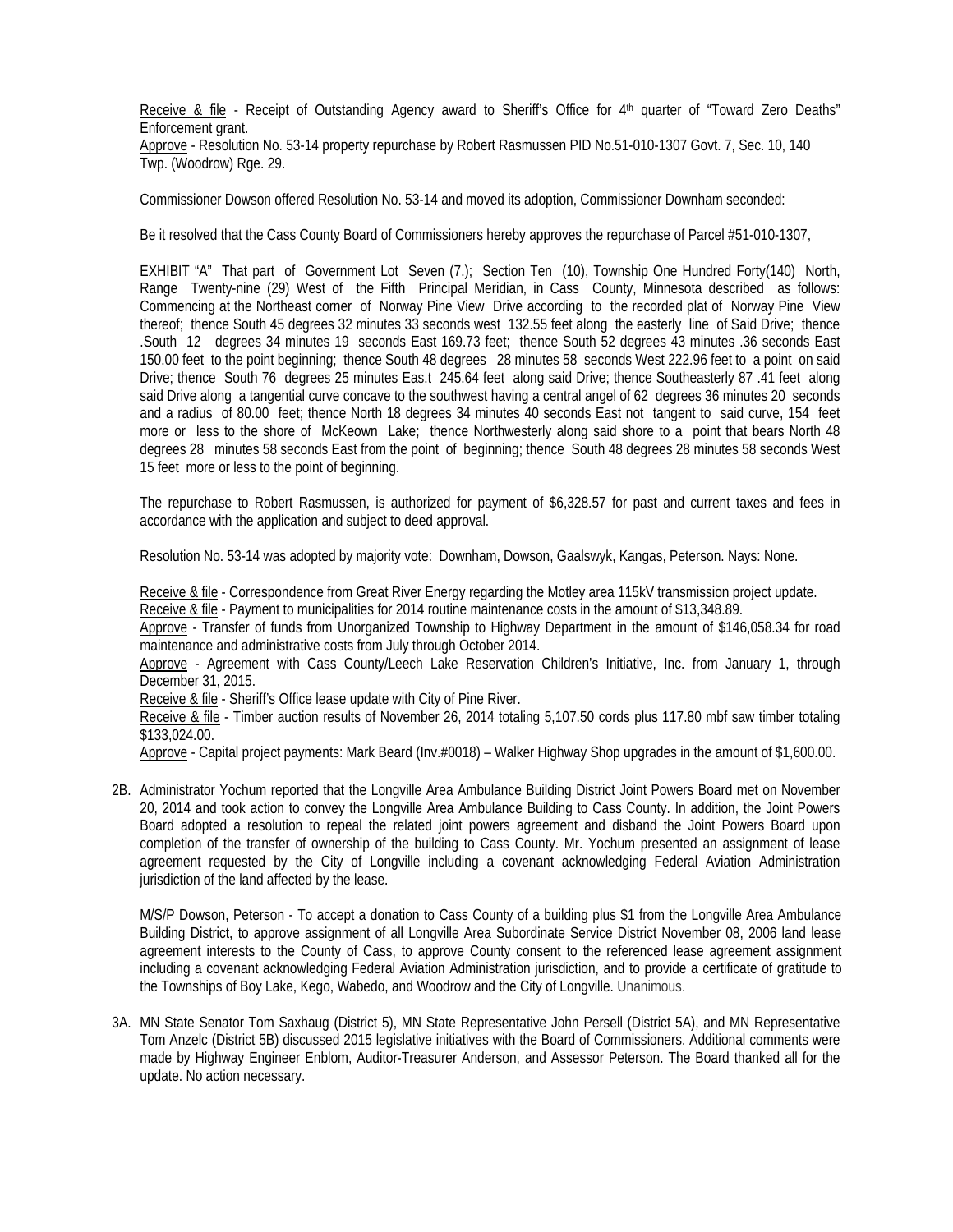<u>Receive & file</u> - Receipt of Outstanding Agency award to Sheriff's Office for 4th quarter of "Toward Zero Deaths" Enforcement grant.
<u>Approve</u> - Resolution No. 53-14 property repurchase by Robert Rasmussen PID No.51-010-1307 Govt. 7, Sec. 10, 140 Twp. (Woodrow) Rge. 29.

Commissioner Dowson offered Resolution No. 53-14 and moved its adoption, Commissioner Downham seconded:

Be it resolved that the Cass County Board of Commissioners hereby approves the repurchase of Parcel #51-010-1307,

EXHIBIT "A" That part of Government Lot Seven (7.); Section Ten (10), Township One Hundred Forty(140) North, Range Twenty-nine (29) West of the Fifth Principal Meridian, in Cass County, Minnesota described as follows: Commencing at the Northeast corner of Norway Pine View Drive according to the recorded plat of Norway Pine View thereof; thence South 45 degrees 32 minutes 33 seconds west 132.55 feet along the easterly line of Said Drive; thence .South 12 degrees 34 minutes 19 seconds East 169.73 feet; thence South 52 degrees 43 minutes .36 seconds East 150.00 feet to the point beginning; thence South 48 degrees 28 minutes 58 seconds West 222.96 feet to a point on said Drive; thence South 76 degrees 25 minutes Eas.t 245.64 feet along said Drive; thence Southeasterly 87 .41 feet along said Drive along a tangential curve concave to the southwest having a central angel of 62 degrees 36 minutes 20 seconds and a radius of 80.00 feet; thence North 18 degrees 34 minutes 40 seconds East not tangent to said curve, 154 feet more or less to the shore of McKeown Lake; thence Northwesterly along said shore to a point that bears North 48 degrees 28 minutes 58 seconds East from the point of beginning; thence South 48 degrees 28 minutes 58 seconds West 15 feet more or less to the point of beginning.

The repurchase to Robert Rasmussen, is authorized for payment of $6,328.57 for past and current taxes and fees in accordance with the application and subject to deed approval.

Resolution No. 53-14 was adopted by majority vote: Downham, Dowson, Gaalswyk, Kangas, Peterson. Nays: None.

<u>Receive & file</u> - Correspondence from Great River Energy regarding the Motley area 115kV transmission project update.
<u>Receive & file</u> - Payment to municipalities for 2014 routine maintenance costs in the amount of $13,348.89.
<u>Approve</u> - Transfer of funds from Unorganized Township to Highway Department in the amount of $146,058.34 for road maintenance and administrative costs from July through October 2014.
<u>Approve</u> - Agreement with Cass County/Leech Lake Reservation Children's Initiative, Inc. from January 1, through December 31, 2015.
<u>Receive & file</u> - Sheriff's Office lease update with City of Pine River.
<u>Receive & file</u> - Timber auction results of November 26, 2014 totaling 5,107.50 cords plus 117.80 mbf saw timber totaling $133,024.00.
<u>Approve</u> - Capital project payments: Mark Beard (Inv.#0018) – Walker Highway Shop upgrades in the amount of $1,600.00.

2B. Administrator Yochum reported that the Longville Area Ambulance Building District Joint Powers Board met on November 20, 2014 and took action to convey the Longville Area Ambulance Building to Cass County. In addition, the Joint Powers Board adopted a resolution to repeal the related joint powers agreement and disband the Joint Powers Board upon completion of the transfer of ownership of the building to Cass County. Mr. Yochum presented an assignment of lease agreement requested by the City of Longville including a covenant acknowledging Federal Aviation Administration jurisdiction of the land affected by the lease.

M/S/P Dowson, Peterson - To accept a donation to Cass County of a building plus $1 from the Longville Area Ambulance Building District, to approve assignment of all Longville Area Subordinate Service District November 08, 2006 land lease agreement interests to the County of Cass, to approve County consent to the referenced lease agreement assignment including a covenant acknowledging Federal Aviation Administration jurisdiction, and to provide a certificate of gratitude to the Townships of Boy Lake, Kego, Wabedo, and Woodrow and the City of Longville. Unanimous.

3A. MN State Senator Tom Saxhaug (District 5), MN State Representative John Persell (District 5A), and MN Representative Tom Anzelc (District 5B) discussed 2015 legislative initiatives with the Board of Commissioners. Additional comments were made by Highway Engineer Enblom, Auditor-Treasurer Anderson, and Assessor Peterson. The Board thanked all for the update. No action necessary.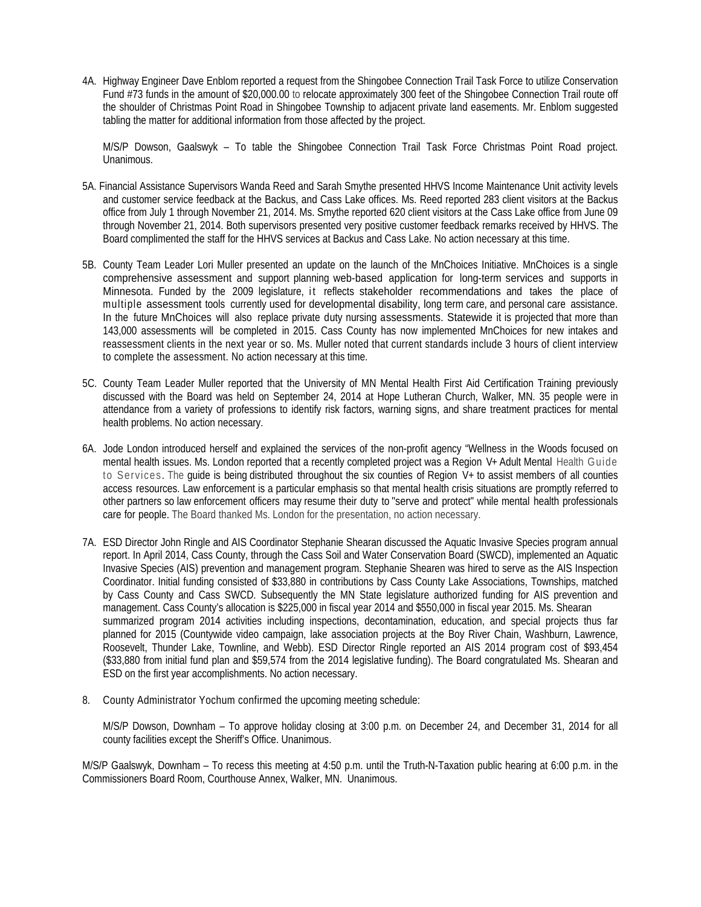4A. Highway Engineer Dave Enblom reported a request from the Shingobee Connection Trail Task Force to utilize Conservation Fund #73 funds in the amount of $20,000.00 to relocate approximately 300 feet of the Shingobee Connection Trail route off the shoulder of Christmas Point Road in Shingobee Township to adjacent private land easements. Mr. Enblom suggested tabling the matter for additional information from those affected by the project.

M/S/P Dowson, Gaalswyk – To table the Shingobee Connection Trail Task Force Christmas Point Road project. Unanimous.

5A. Financial Assistance Supervisors Wanda Reed and Sarah Smythe presented HHVS Income Maintenance Unit activity levels and customer service feedback at the Backus, and Cass Lake offices. Ms. Reed reported 283 client visitors at the Backus office from July 1 through November 21, 2014. Ms. Smythe reported 620 client visitors at the Cass Lake office from June 09 through November 21, 2014. Both supervisors presented very positive customer feedback remarks received by HHVS. The Board complimented the staff for the HHVS services at Backus and Cass Lake. No action necessary at this time.

5B. County Team Leader Lori Muller presented an update on the launch of the MnChoices Initiative. MnChoices is a single comprehensive assessment and support planning web-based application for long-term services and supports in Minnesota. Funded by the 2009 legislature, it reflects stakeholder recommendations and takes the place of multiple assessment tools currently used for developmental disability, long term care, and personal care assistance. In the future MnChoices will also replace private duty nursing assessments. Statewide it is projected that more than 143,000 assessments will be completed in 2015. Cass County has now implemented MnChoices for new intakes and reassessment clients in the next year or so. Ms. Muller noted that current standards include 3 hours of client interview to complete the assessment. No action necessary at this time.

5C. County Team Leader Muller reported that the University of MN Mental Health First Aid Certification Training previously discussed with the Board was held on September 24, 2014 at Hope Lutheran Church, Walker, MN. 35 people were in attendance from a variety of professions to identify risk factors, warning signs, and share treatment practices for mental health problems. No action necessary.

6A. Jode London introduced herself and explained the services of the non-profit agency "Wellness in the Woods focused on mental health issues. Ms. London reported that a recently completed project was a Region V+ Adult Mental Health Guide to Services. The guide is being distributed throughout the six counties of Region V+ to assist members of all counties access resources. Law enforcement is a particular emphasis so that mental health crisis situations are promptly referred to other partners so law enforcement officers may resume their duty to "serve and protect" while mental health professionals care for people. The Board thanked Ms. London for the presentation, no action necessary.

7A. ESD Director John Ringle and AIS Coordinator Stephanie Shearan discussed the Aquatic Invasive Species program annual report. In April 2014, Cass County, through the Cass Soil and Water Conservation Board (SWCD), implemented an Aquatic Invasive Species (AIS) prevention and management program. Stephanie Shearen was hired to serve as the AIS Inspection Coordinator. Initial funding consisted of $33,880 in contributions by Cass County Lake Associations, Townships, matched by Cass County and Cass SWCD. Subsequently the MN State legislature authorized funding for AIS prevention and management. Cass County's allocation is $225,000 in fiscal year 2014 and $550,000 in fiscal year 2015. Ms. Shearan summarized program 2014 activities including inspections, decontamination, education, and special projects thus far planned for 2015 (Countywide video campaign, lake association projects at the Boy River Chain, Washburn, Lawrence, Roosevelt, Thunder Lake, Townline, and Webb). ESD Director Ringle reported an AIS 2014 program cost of $93,454 ($33,880 from initial fund plan and $59,574 from the 2014 legislative funding). The Board congratulated Ms. Shearan and ESD on the first year accomplishments. No action necessary.

8. County Administrator Yochum confirmed the upcoming meeting schedule:

M/S/P Dowson, Downham – To approve holiday closing at 3:00 p.m. on December 24, and December 31, 2014 for all county facilities except the Sheriff's Office. Unanimous.

M/S/P Gaalswyk, Downham – To recess this meeting at 4:50 p.m. until the Truth-N-Taxation public hearing at 6:00 p.m. in the Commissioners Board Room, Courthouse Annex, Walker, MN. Unanimous.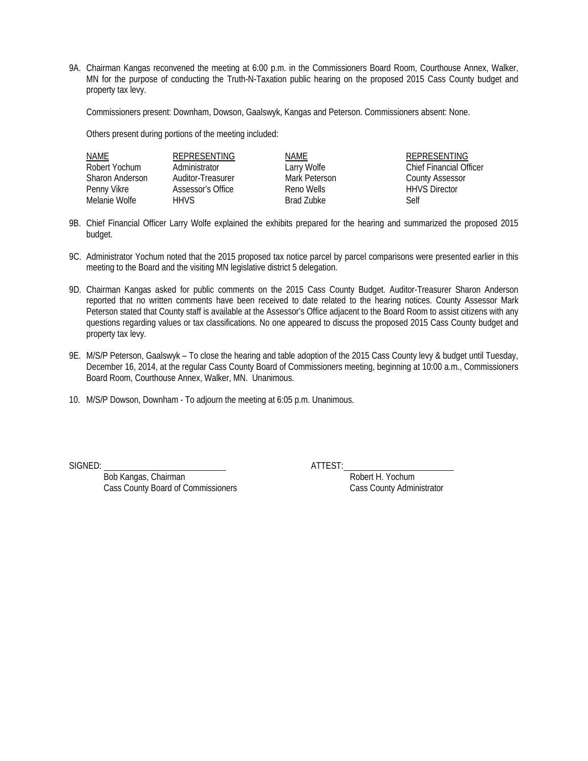9A. Chairman Kangas reconvened the meeting at 6:00 p.m. in the Commissioners Board Room, Courthouse Annex, Walker, MN for the purpose of conducting the Truth-N-Taxation public hearing on the proposed 2015 Cass County budget and property tax levy.

Commissioners present: Downham, Dowson, Gaalswyk, Kangas and Peterson. Commissioners absent: None.

Others present during portions of the meeting included:

| NAME | REPRESENTING | NAME | REPRESENTING |
|---|---|---|---|
| Robert Yochum | Administrator | Larry Wolfe | Chief Financial Officer |
| Sharon Anderson | Auditor-Treasurer | Mark Peterson | County Assessor |
| Penny Vikre | Assessor's Office | Reno Wells | HHVS Director |
| Melanie Wolfe | HHVS | Brad Zubke | Self |

9B. Chief Financial Officer Larry Wolfe explained the exhibits prepared for the hearing and summarized the proposed 2015 budget.

9C. Administrator Yochum noted that the 2015 proposed tax notice parcel by parcel comparisons were presented earlier in this meeting to the Board and the visiting MN legislative district 5 delegation.

9D. Chairman Kangas asked for public comments on the 2015 Cass County Budget. Auditor-Treasurer Sharon Anderson reported that no written comments have been received to date related to the hearing notices. County Assessor Mark Peterson stated that County staff is available at the Assessor's Office adjacent to the Board Room to assist citizens with any questions regarding values or tax classifications. No one appeared to discuss the proposed 2015 Cass County budget and property tax levy.

9E. M/S/P Peterson, Gaalswyk – To close the hearing and table adoption of the 2015 Cass County levy & budget until Tuesday, December 16, 2014, at the regular Cass County Board of Commissioners meeting, beginning at 10:00 a.m., Commissioners Board Room, Courthouse Annex, Walker, MN. Unanimous.

10. M/S/P Dowson, Downham - To adjourn the meeting at 6:05 p.m. Unanimous.

SIGNED: ____________________________
Bob Kangas, Chairman
Cass County Board of Commissioners

ATTEST: ____________________________
Robert H. Yochum
Cass County Administrator